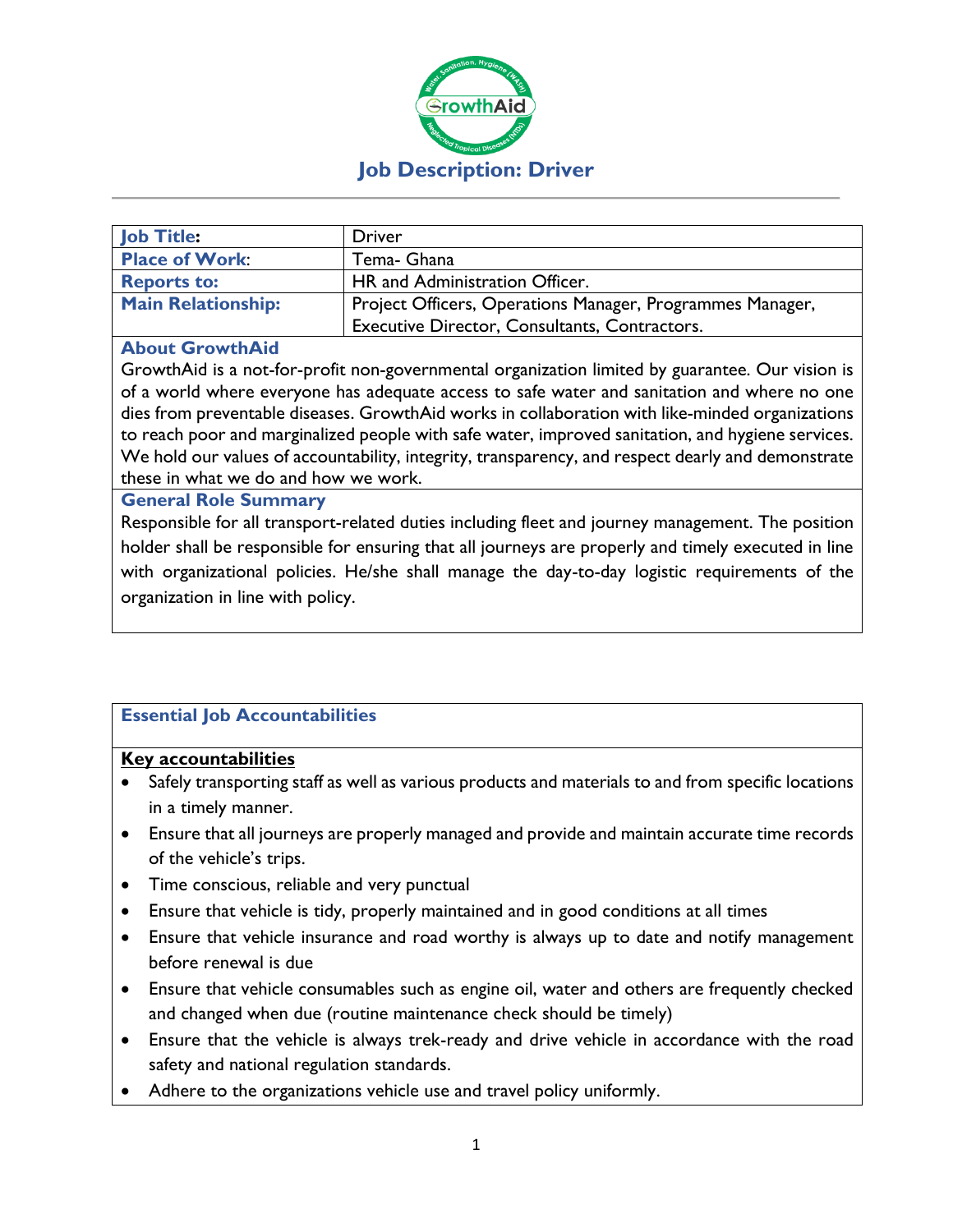# Job Description: Driver

| **Job Title:** | Driver |
|---|---|
| **Place of Work**: | Tema- Ghana |
| **Reports to:** | HR and Administration Officer. |
| **Main Relationship:** | Project Officers, Operations Manager, Programmes Manager, Executive Director, Consultants, Contractors. |

## About GrowthAid

GrowthAid is a not-for-profit non-governmental organization limited by guarantee. Our vision is of a world where everyone has adequate access to safe water and sanitation and where no one dies from preventable diseases. GrowthAid works in collaboration with like-minded organizations to reach poor and marginalized people with safe water, improved sanitation, and hygiene services. We hold our values of accountability, integrity, transparency, and respect dearly and demonstrate these in what we do and how we work.

## General Role Summary

Responsible for all transport-related duties including fleet and journey management. The position holder shall be responsible for ensuring that all journeys are properly and timely executed in line with organizational policies. He/she shall manage the day-to-day logistic requirements of the organization in line with policy.

## Essential Job Accountabilities

**Key accountabilities**

- Safely transporting staff as well as various products and materials to and from specific locations in a timely manner.
- Ensure that all journeys are properly managed and provide and maintain accurate time records of the vehicle's trips.
- Time conscious, reliable and very punctual
- Ensure that vehicle is tidy, properly maintained and in good conditions at all times
- Ensure that vehicle insurance and road worthy is always up to date and notify management before renewal is due
- Ensure that vehicle consumables such as engine oil, water and others are frequently checked and changed when due (routine maintenance check should be timely)
- Ensure that the vehicle is always trek-ready and drive vehicle in accordance with the road safety and national regulation standards.
- Adhere to the organizations vehicle use and travel policy uniformly.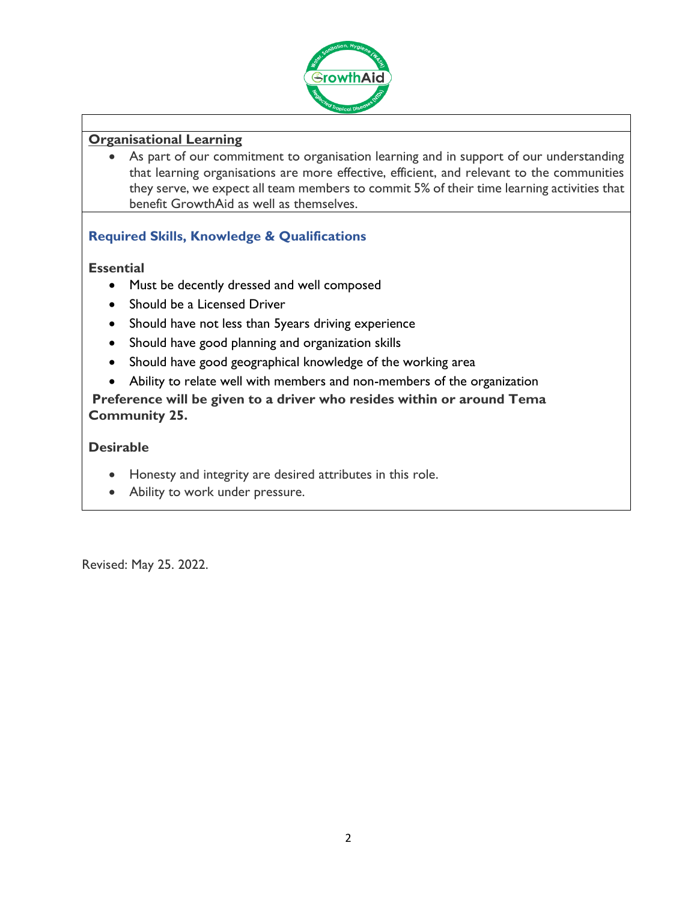**Organisational Learning**

- As part of our commitment to organisation learning and in support of our understanding that learning organisations are more effective, efficient, and relevant to the communities they serve, we expect all team members to commit 5% of their time learning activities that benefit GrowthAid as well as themselves.

## Required Skills, Knowledge & Qualifications

**Essential**

- Must be decently dressed and well composed
- Should be a Licensed Driver
- Should have not less than 5years driving experience
- Should have good planning and organization skills
- Should have good geographical knowledge of the working area
- Ability to relate well with members and non-members of the organization

**Preference will be given to a driver who resides within or around Tema Community 25.**

**Desirable**

- Honesty and integrity are desired attributes in this role.
- Ability to work under pressure.

Revised: May 25. 2022.